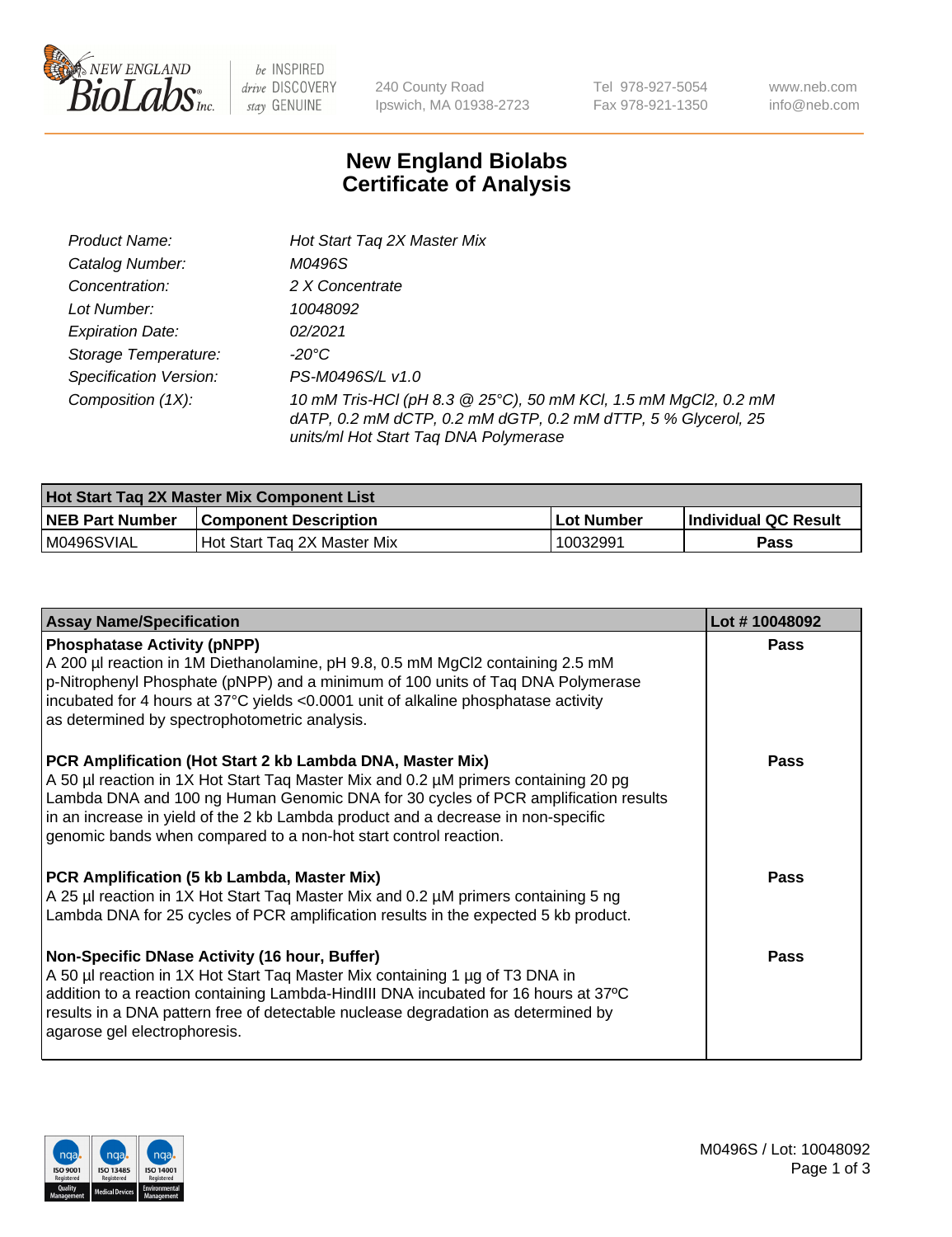NEW ENGLAND BioLabs Inc. — be INSPIRED drive DISCOVERY stay GENUINE

240 County Road
Ipswich, MA 01938-2723

Tel 978-927-5054
Fax 978-921-1350

www.neb.com
info@neb.com

# New England Biolabs
# Certificate of Analysis

| | |
|---|---|
| *Product Name:* | *Hot Start Taq 2X Master Mix* |
| *Catalog Number:* | *M0496S* |
| *Concentration:* | *2 X Concentrate* |
| *Lot Number:* | *10048092* |
| *Expiration Date:* | *02/2021* |
| *Storage Temperature:* | *-20°C* |
| *Specification Version:* | *PS-M0496S/L v1.0* |
| *Composition (1X):* | *10 mM Tris-HCl (pH 8.3 @ 25°C), 50 mM KCl, 1.5 mM MgCl2, 0.2 mM dATP, 0.2 mM dCTP, 0.2 mM dGTP, 0.2 mM dTTP, 5 % Glycerol, 25 units/ml Hot Start Taq DNA Polymerase* |

| **Hot Start Taq 2X Master Mix Component List** | | | |
|---|---|---|---|
| **NEB Part Number** | **Component Description** | **Lot Number** | **Individual QC Result** |
| M0496SVIAL | Hot Start Taq 2X Master Mix | 10032991 | **Pass** |

| **Assay Name/Specification** | **Lot # 10048092** |
|---|---|
| **Phosphatase Activity (pNPP)**<br>A 200 µl reaction in 1M Diethanolamine, pH 9.8, 0.5 mM MgCl2 containing 2.5 mM p-Nitrophenyl Phosphate (pNPP) and a minimum of 100 units of Taq DNA Polymerase incubated for 4 hours at 37°C yields <0.0001 unit of alkaline phosphatase activity as determined by spectrophotometric analysis. | **Pass** |
| **PCR Amplification (Hot Start 2 kb Lambda DNA, Master Mix)**<br>A 50 µl reaction in 1X Hot Start Taq Master Mix and 0.2 µM primers containing 20 pg Lambda DNA and 100 ng Human Genomic DNA for 30 cycles of PCR amplification results in an increase in yield of the 2 kb Lambda product and a decrease in non-specific genomic bands when compared to a non-hot start control reaction. | **Pass** |
| **PCR Amplification (5 kb Lambda, Master Mix)**<br>A 25 µl reaction in 1X Hot Start Taq Master Mix and 0.2 µM primers containing 5 ng Lambda DNA for 25 cycles of PCR amplification results in the expected 5 kb product. | **Pass** |
| **Non-Specific DNase Activity (16 hour, Buffer)**<br>A 50 µl reaction in 1X Hot Start Taq Master Mix containing 1 µg of T3 DNA in addition to a reaction containing Lambda-HindIII DNA incubated for 16 hours at 37ºC results in a DNA pattern free of detectable nuclease degradation as determined by agarose gel electrophoresis. | **Pass** |

M0496S / Lot: 10048092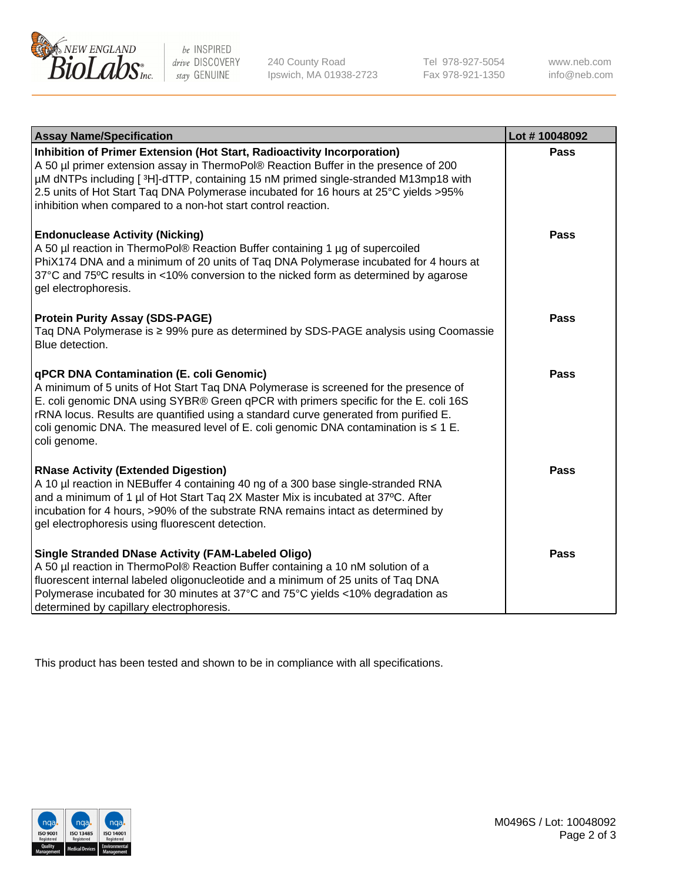| Assay Name/Specification | Lot # 10048092 |
|---|---|
| **Inhibition of Primer Extension (Hot Start, Radioactivity Incorporation)**<br>A 50 µl primer extension assay in ThermoPol® Reaction Buffer in the presence of 200 µM dNTPs including [ $^3$H]-dTTP, containing 15 nM primed single-stranded M13mp18 with 2.5 units of Hot Start Taq DNA Polymerase incubated for 16 hours at 25°C yields >95% inhibition when compared to a non-hot start control reaction. | **Pass** |
| **Endonuclease Activity (Nicking)**<br>A 50 µl reaction in ThermoPol® Reaction Buffer containing 1 µg of supercoiled PhiX174 DNA and a minimum of 20 units of Taq DNA Polymerase incubated for 4 hours at 37°C and 75ºC results in <10% conversion to the nicked form as determined by agarose gel electrophoresis. | **Pass** |
| **Protein Purity Assay (SDS-PAGE)**<br>Taq DNA Polymerase is ≥ 99% pure as determined by SDS-PAGE analysis using Coomassie Blue detection. | **Pass** |
| **qPCR DNA Contamination (E. coli Genomic)**<br>A minimum of 5 units of Hot Start Taq DNA Polymerase is screened for the presence of E. coli genomic DNA using SYBR® Green qPCR with primers specific for the E. coli 16S rRNA locus. Results are quantified using a standard curve generated from purified E. coli genomic DNA. The measured level of E. coli genomic DNA contamination is ≤ 1 E. coli genome. | **Pass** |
| **RNase Activity (Extended Digestion)**<br>A 10 µl reaction in NEBuffer 4 containing 40 ng of a 300 base single-stranded RNA and a minimum of 1 µl of Hot Start Taq 2X Master Mix is incubated at 37ºC. After incubation for 4 hours, >90% of the substrate RNA remains intact as determined by gel electrophoresis using fluorescent detection. | **Pass** |
| **Single Stranded DNase Activity (FAM-Labeled Oligo)**<br>A 50 µl reaction in ThermoPol® Reaction Buffer containing a 10 nM solution of a fluorescent internal labeled oligonucleotide and a minimum of 25 units of Taq DNA Polymerase incubated for 30 minutes at 37°C and 75°C yields <10% degradation as determined by capillary electrophoresis. | **Pass** |

This product has been tested and shown to be in compliance with all specifications.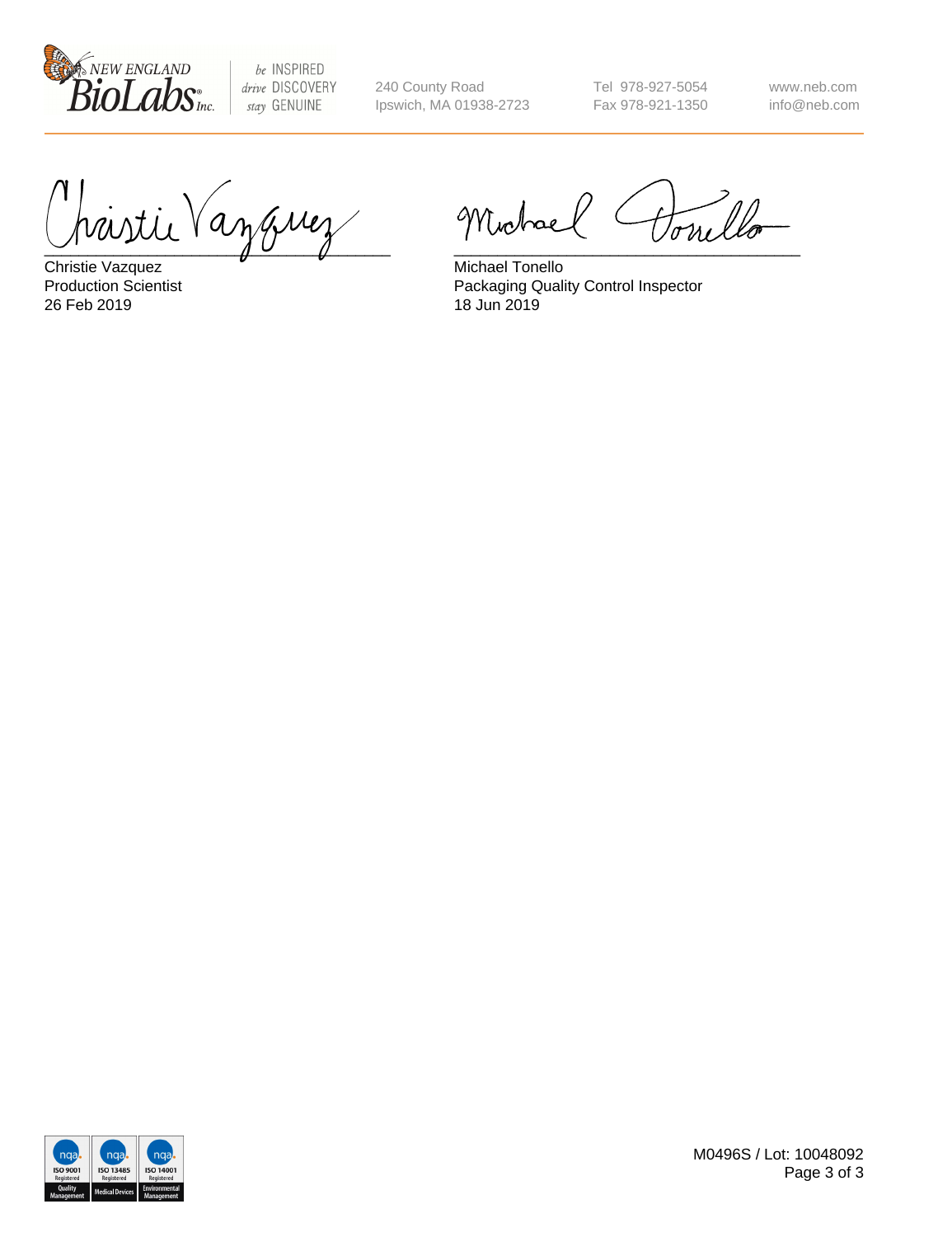Christie Vazquez
Production Scientist
26 Feb 2019

Michael Tonello
Packaging Quality Control Inspector
18 Jun 2019

M0496S / Lot: 10048092